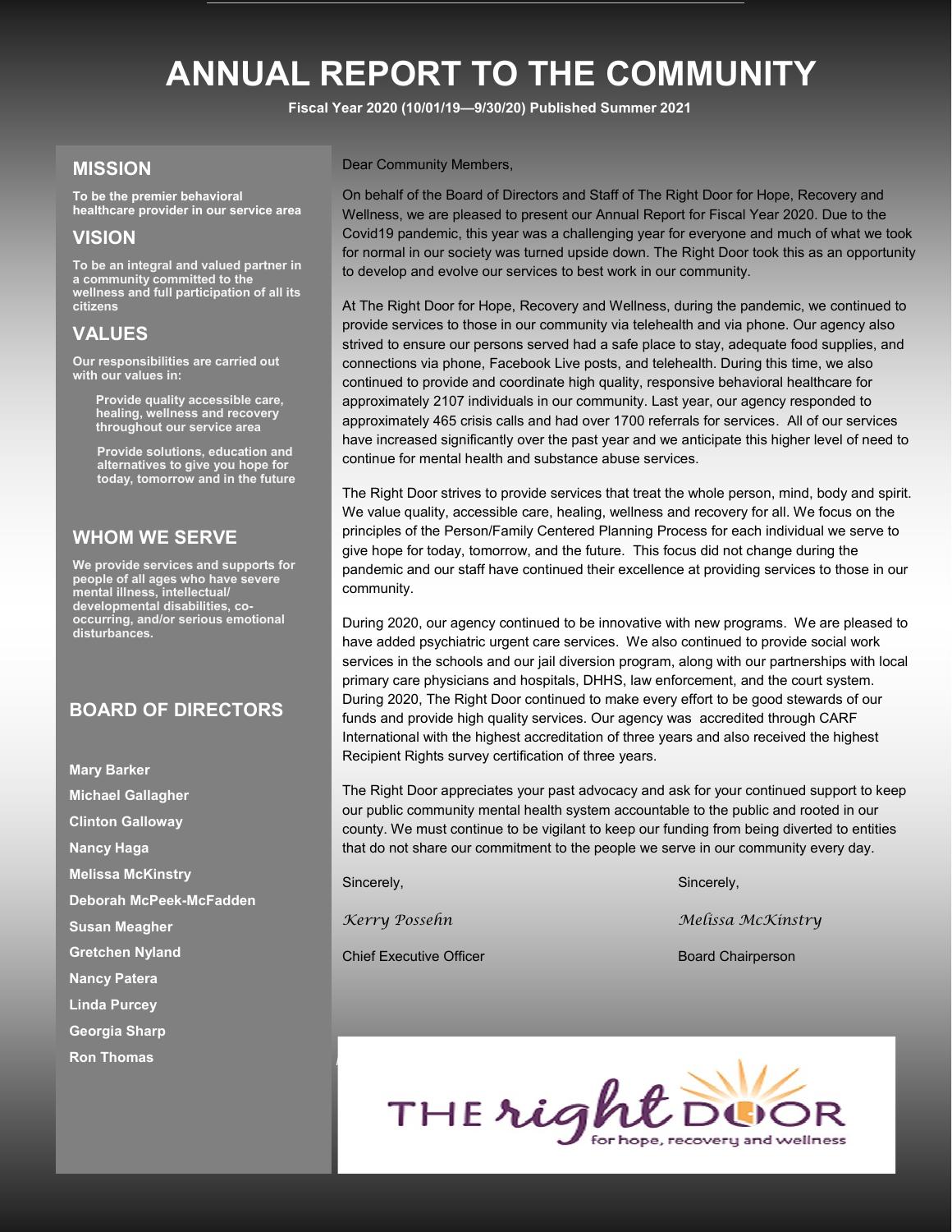# ANNUAL REPORT TO THE COMMUNITY

**Fiscal Year 2020 (10/01/19—9/30/20) Published Summer 2021**

## MISSION

**To be the premier behavioral healthcare provider in our service area**

## VISION

**To be an integral and valued partner in a community committed to the wellness and full participation of all its citizens**

## VALUES

**Our responsibilities are carried out with our values in:**

- **Provide quality accessible care, healing, wellness and recovery throughout our service area**
- **Provide solutions, education and alternatives to give you hope for today, tomorrow and in the future**

## WHOM WE SERVE

**We provide services and supports for people of all ages who have severe mental illness, intellectual/ developmental disabilities, co-occurring, and/or serious emotional disturbances.**

## BOARD OF DIRECTORS

**Mary Barker**
**Michael Gallagher**
**Clinton Galloway**
**Nancy Haga**
**Melissa McKinstry**
**Deborah McPeek-McFadden**
**Susan Meagher**
**Gretchen Nyland**
**Nancy Patera**
**Linda Purcey**
**Georgia Sharp**
**Ron Thomas**

Dear Community Members,

On behalf of the Board of Directors and Staff of The Right Door for Hope, Recovery and Wellness, we are pleased to present our Annual Report for Fiscal Year 2020. Due to the Covid19 pandemic, this year was a challenging year for everyone and much of what we took for normal in our society was turned upside down. The Right Door took this as an opportunity to develop and evolve our services to best work in our community.

At The Right Door for Hope, Recovery and Wellness, during the pandemic, we continued to provide services to those in our community via telehealth and via phone. Our agency also strived to ensure our persons served had a safe place to stay, adequate food supplies, and connections via phone, Facebook Live posts, and telehealth. During this time, we also continued to provide and coordinate high quality, responsive behavioral healthcare for approximately 2107 individuals in our community. Last year, our agency responded to approximately 465 crisis calls and had over 1700 referrals for services. All of our services have increased significantly over the past year and we anticipate this higher level of need to continue for mental health and substance abuse services.

The Right Door strives to provide services that treat the whole person, mind, body and spirit. We value quality, accessible care, healing, wellness and recovery for all. We focus on the principles of the Person/Family Centered Planning Process for each individual we serve to give hope for today, tomorrow, and the future. This focus did not change during the pandemic and our staff have continued their excellence at providing services to those in our community.

During 2020, our agency continued to be innovative with new programs. We are pleased to have added psychiatric urgent care services. We also continued to provide social work services in the schools and our jail diversion program, along with our partnerships with local primary care physicians and hospitals, DHHS, law enforcement, and the court system. During 2020, The Right Door continued to make every effort to be good stewards of our funds and provide high quality services. Our agency was accredited through CARF International with the highest accreditation of three years and also received the highest Recipient Rights survey certification of three years.

The Right Door appreciates your past advocacy and ask for your continued support to keep our public community mental health system accountable to the public and rooted in our county. We must continue to be vigilant to keep our funding from being diverted to entities that do not share our commitment to the people we serve in our community every day.

Sincerely,

*Kerry Possehn*

Chief Executive Officer

Sincerely,

*Melissa McKinstry*

Board Chairperson

THE right DOOR for hope, recovery and wellness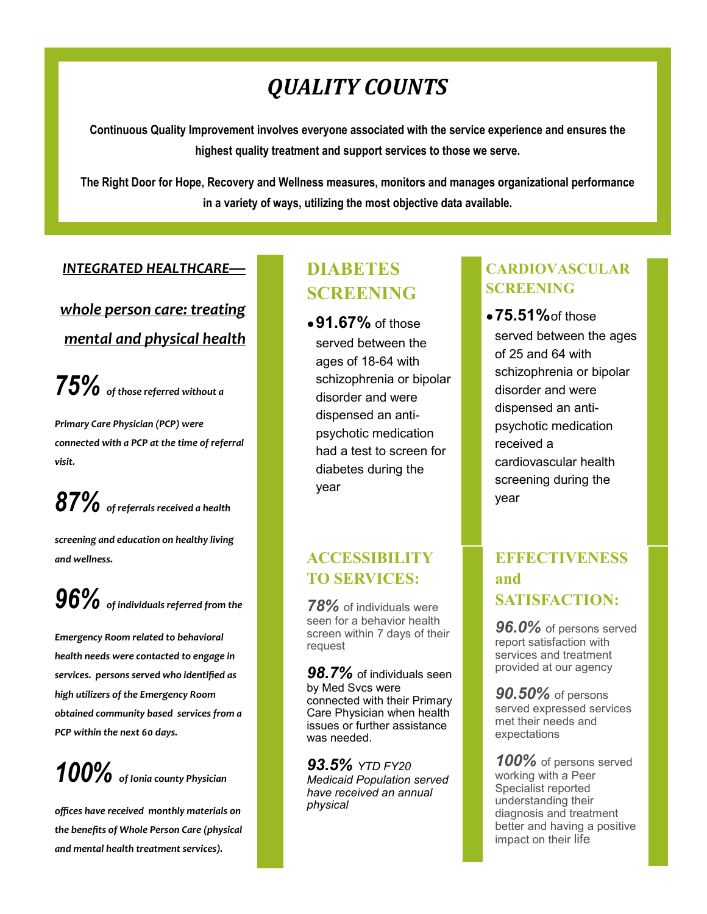# *QUALITY COUNTS*

**Continuous Quality Improvement involves everyone associated with the service experience and ensures the highest quality treatment and support services to those we serve.**

**The Right Door for Hope, Recovery and Wellness measures, monitors and manages organizational performance in a variety of ways, utilizing the most objective data available.**

## *INTEGRATED HEALTHCARE—*

## *whole person care: treating mental and physical health*

***75%*** ***of those referred without a Primary Care Physician (PCP) were connected with a PCP at the time of referral visit.***

***87%*** ***of referrals received a health screening and education on healthy living and wellness.***

***96%*** ***of individuals referred from the Emergency Room related to behavioral health needs were contacted to engage in services. persons served who identified as high utilizers of the Emergency Room obtained community based services from a PCP within the next 60 days.***

***100%*** ***of Ionia county Physician offices have received monthly materials on the benefits of Whole Person Care (physical and mental health treatment services).***

## DIABETES SCREENING

- **91.67%** of those served between the ages of 18-64 with schizophrenia or bipolar disorder and were dispensed an anti-psychotic medication had a test to screen for diabetes during the year

## CARDIOVASCULAR SCREENING

- **75.51%** of those served between the ages of 25 and 64 with schizophrenia or bipolar disorder and were dispensed an anti-psychotic medication received a cardiovascular health screening during the year

## ACCESSIBILITY TO SERVICES:

***78%*** of individuals were seen for a behavior health screen within 7 days of their request

***98.7%*** of individuals seen by Med Svcs were connected with their Primary Care Physician when health issues or further assistance was needed.

***93.5%*** *YTD FY20 Medicaid Population served have received an annual physical*

## EFFECTIVENESS and SATISFACTION:

***96.0%*** of persons served report satisfaction with services and treatment provided at our agency

***90.50%*** of persons served expressed services met their needs and expectations

***100%*** of persons served working with a Peer Specialist reported understanding their diagnosis and treatment better and having a positive impact on their life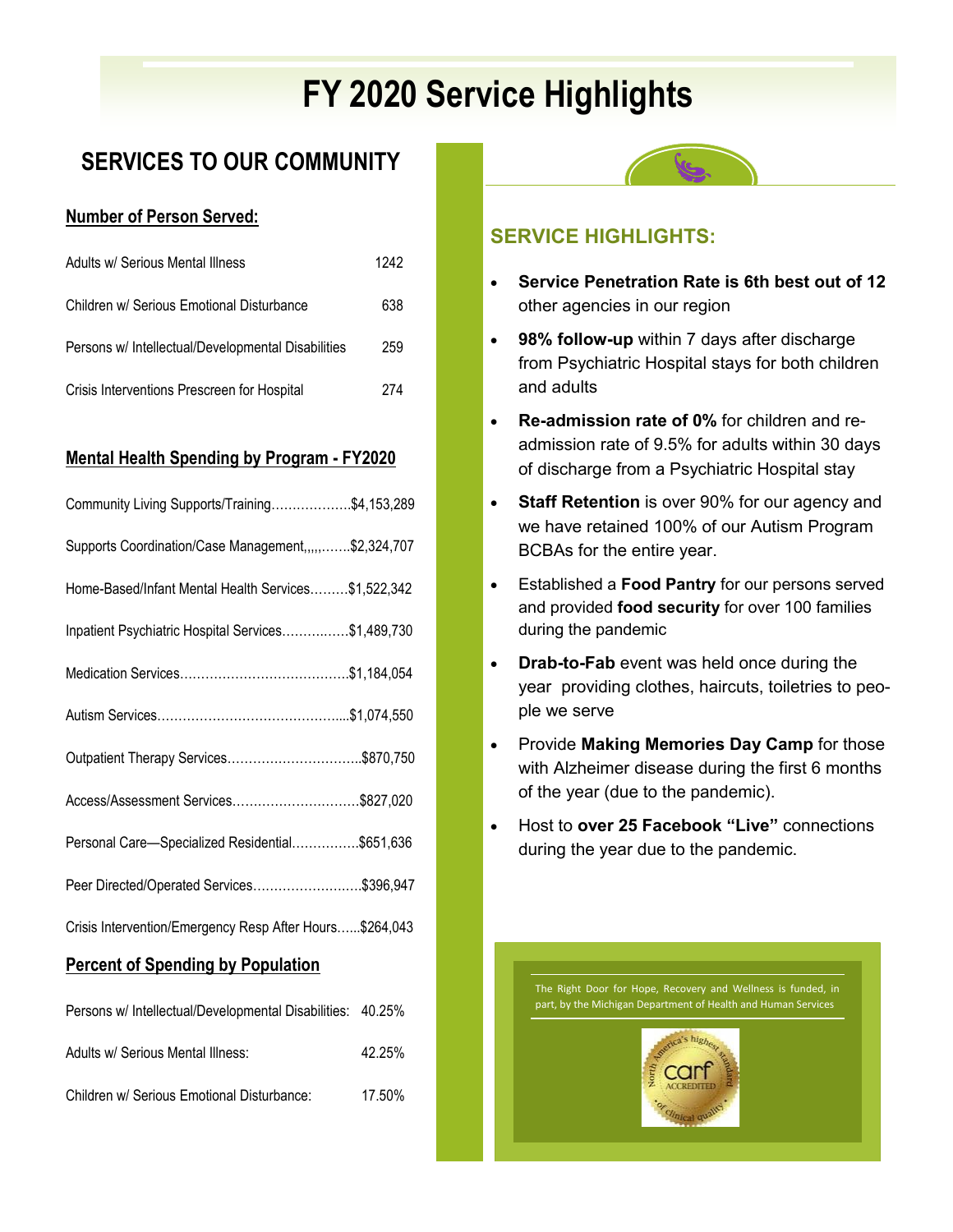# FY 2020 Service Highlights

## SERVICES TO OUR COMMUNITY

**Number of Person Served:**

| | |
|---|---|
| Adults w/ Serious Mental Illness | 1242 |
| Children w/ Serious Emotional Disturbance | 638 |
| Persons w/ Intellectual/Developmental Disabilities | 259 |
| Crisis Interventions Prescreen for Hospital | 274 |

**Mental Health Spending by Program - FY2020**

| | |
|---|---|
| Community Living Supports/Training | $4,153,289 |
| Supports Coordination/Case Management | $2,324,707 |
| Home-Based/Infant Mental Health Services | $1,522,342 |
| Inpatient Psychiatric Hospital Services | $1,489,730 |
| Medication Services | $1,184,054 |
| Autism Services | $1,074,550 |
| Outpatient Therapy Services | $870,750 |
| Access/Assessment Services | $827,020 |
| Personal Care—Specialized Residential | $651,636 |
| Peer Directed/Operated Services | $396,947 |
| Crisis Intervention/Emergency Resp After Hours | $264,043 |

**Percent of Spending by Population**

| | |
|---|---|
| Persons w/ Intellectual/Developmental Disabilities: | 40.25% |
| Adults w/ Serious Mental Illness: | 42.25% |
| Children w/ Serious Emotional Disturbance: | 17.50% |

## SERVICE HIGHLIGHTS:

- **Service Penetration Rate is 6th best out of 12** other agencies in our region
- **98% follow-up** within 7 days after discharge from Psychiatric Hospital stays for both children and adults
- **Re-admission rate of 0%** for children and re-admission rate of 9.5% for adults within 30 days of discharge from a Psychiatric Hospital stay
- **Staff Retention** is over 90% for our agency and we have retained 100% of our Autism Program BCBAs for the entire year.
- Established a **Food Pantry** for our persons served and provided **food security** for over 100 families during the pandemic
- **Drab-to-Fab** event was held once during the year providing clothes, haircuts, toiletries to people we serve
- Provide **Making Memories Day Camp** for those with Alzheimer disease during the first 6 months of the year (due to the pandemic).
- Host to **over 25 Facebook "Live"** connections during the year due to the pandemic.

The Right Door for Hope, Recovery and Wellness is funded, in part, by the Michigan Department of Health and Human Services

North America's highest standard of clinical quality — carf ACCREDITED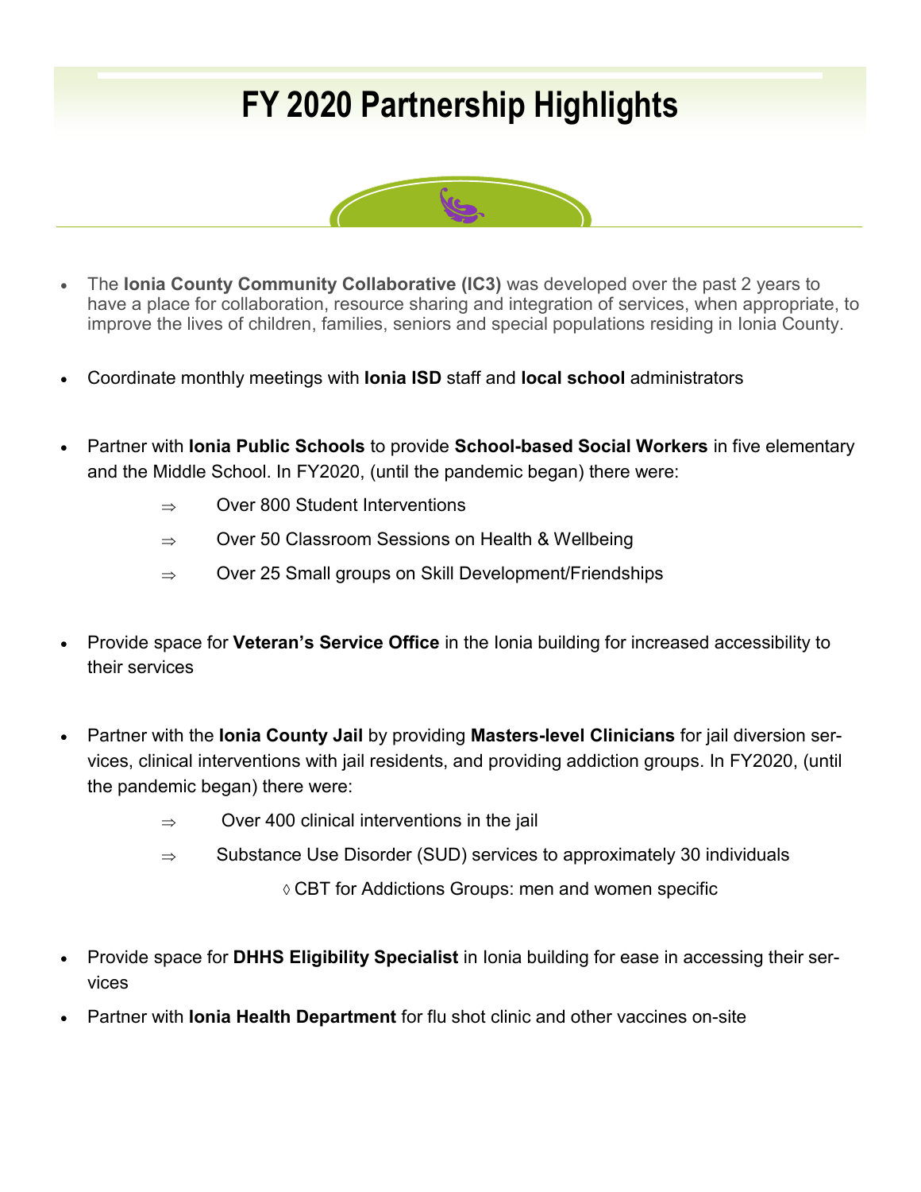# FY 2020 Partnership Highlights

- The **Ionia County Community Collaborative (IC3)** was developed over the past 2 years to have a place for collaboration, resource sharing and integration of services, when appropriate, to improve the lives of children, families, seniors and special populations residing in Ionia County.

- Coordinate monthly meetings with **Ionia ISD** staff and **local school** administrators

- Partner with **Ionia Public Schools** to provide **School-based Social Workers** in five elementary and the Middle School. In FY2020, (until the pandemic began) there were:
  - ⇒ Over 800 Student Interventions
  - ⇒ Over 50 Classroom Sessions on Health & Wellbeing
  - ⇒ Over 25 Small groups on Skill Development/Friendships

- Provide space for **Veteran's Service Office** in the Ionia building for increased accessibility to their services

- Partner with the **Ionia County Jail** by providing **Masters-level Clinicians** for jail diversion services, clinical interventions with jail residents, and providing addiction groups. In FY2020, (until the pandemic began) there were:
  - ⇒ Over 400 clinical interventions in the jail
  - ⇒ Substance Use Disorder (SUD) services to approximately 30 individuals
    - ◊ CBT for Addictions Groups: men and women specific

- Provide space for **DHHS Eligibility Specialist** in Ionia building for ease in accessing their services

- Partner with **Ionia Health Department** for flu shot clinic and other vaccines on-site